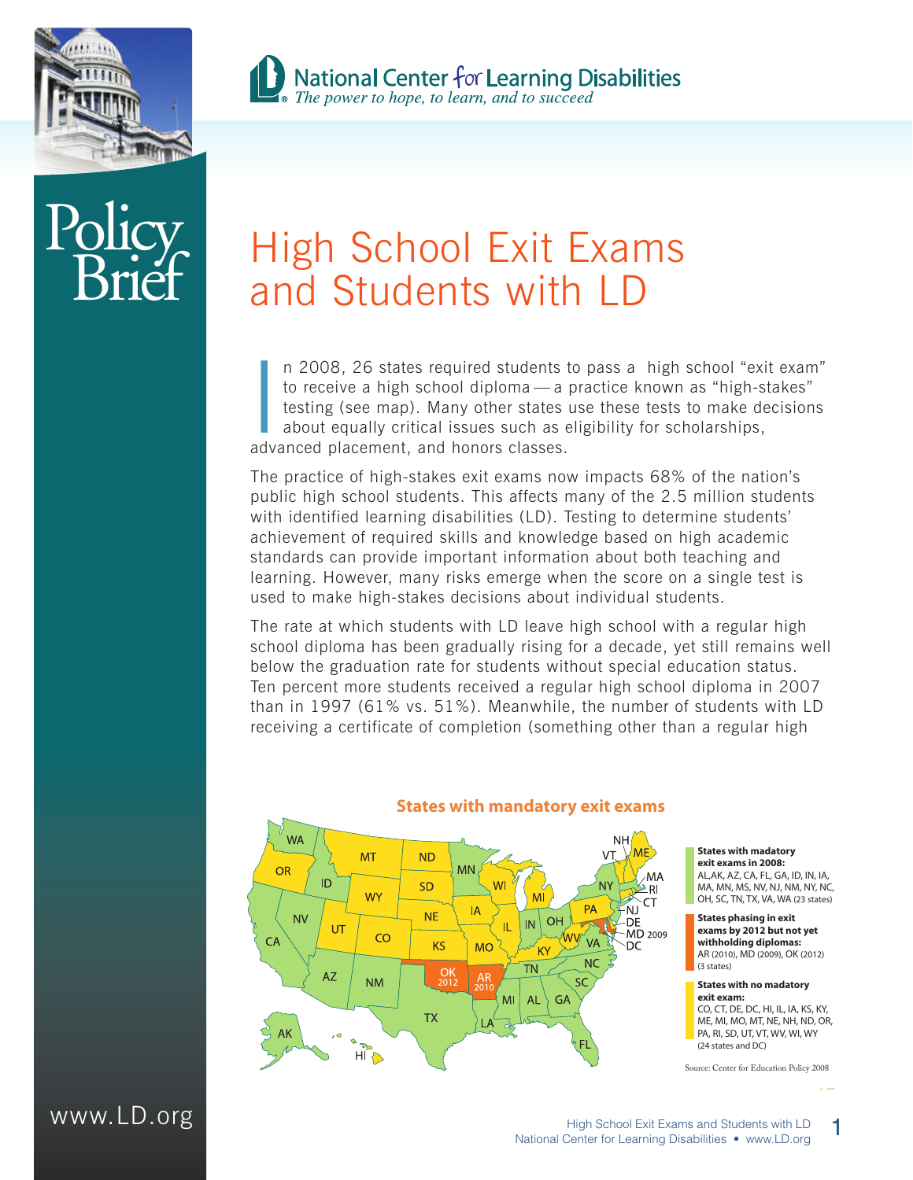National Center for Learning Disabilities
*The power to hope, to learn, and to succeed*

Policy Brief

# High School Exit Exams and Students with LD

In 2008, 26 states required students to pass a high school "exit exam" to receive a high school diploma — a practice known as "high-stakes" testing (see map). Many other states use these tests to make decisions about equally critical issues such as eligibility for scholarships, advanced placement, and honors classes.

The practice of high-stakes exit exams now impacts 68% of the nation's public high school students. This affects many of the 2.5 million students with identified learning disabilities (LD). Testing to determine students' achievement of required skills and knowledge based on high academic standards can provide important information about both teaching and learning. However, many risks emerge when the score on a single test is used to make high-stakes decisions about individual students.

The rate at which students with LD leave high school with a regular high school diploma has been gradually rising for a decade, yet still remains well below the graduation rate for students without special education status. Ten percent more students received a regular high school diploma in 2007 than in 1997 (61% vs. 51%). Meanwhile, the number of students with LD receiving a certificate of completion (something other than a regular high

**States with mandatory exit exams**

**States with madatory exit exams in 2008:**
AL, AK, AZ, CA, FL, GA, ID, IN, IA, MA, MN, MS, NV, NJ, NM, NY, NC, OH, SC, TN, TX, VA, WA (23 states)

**States phasing in exit exams by 2012 but not yet withholding diplomas:**
AR (2010), MD (2009), OK (2012) (3 states)

**States with no madatory exit exam:**
CO, CT, DE, DC, HI, IL, IA, KS, KY, ME, MI, MO, MT, NE, NH, ND, OR, PA, RI, SD, UT, VT, WV, WI, WY (24 states and DC)

Source: Center for Education Policy 2008

www.LD.org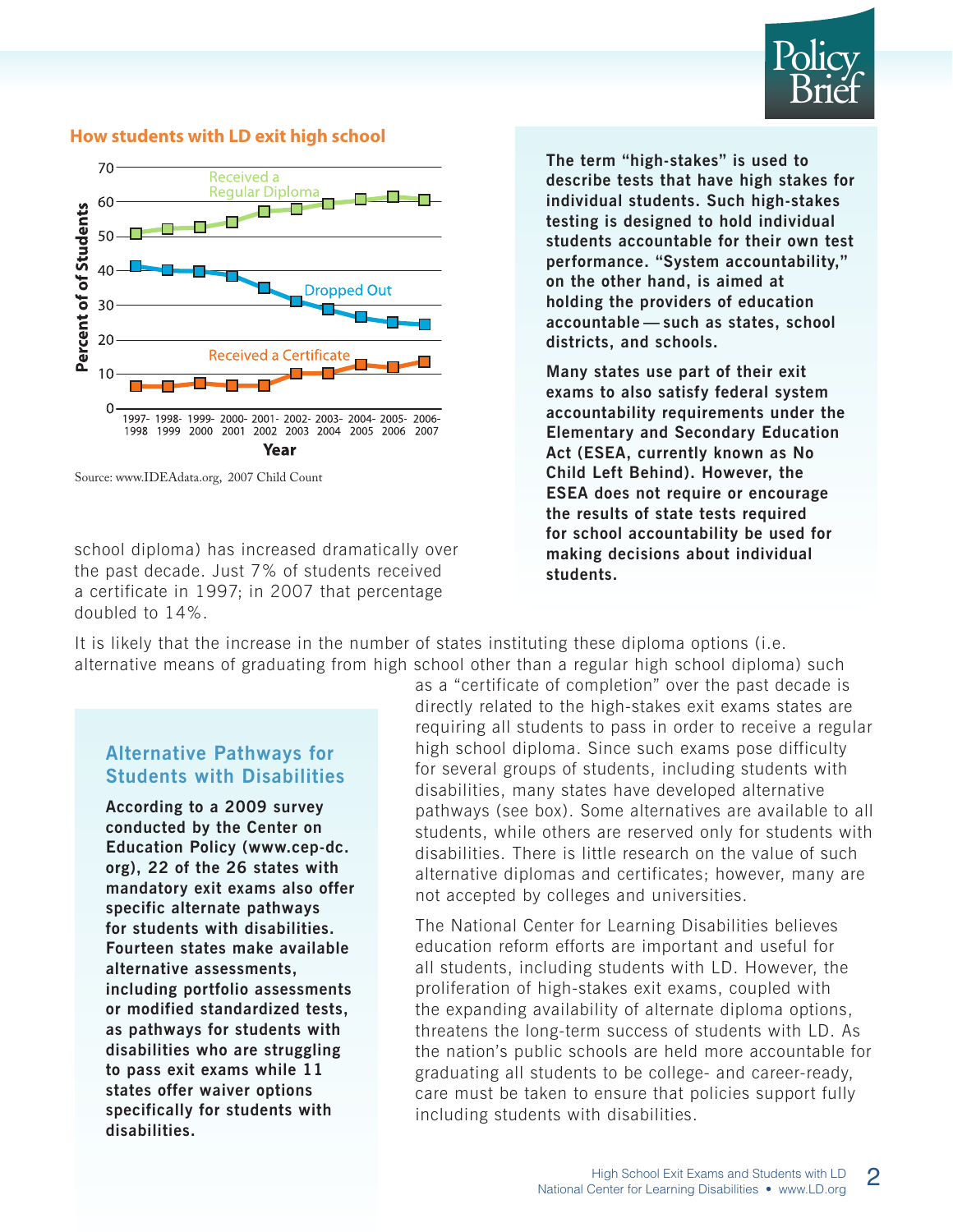## How students with LD exit high school

Source: www.IDEAdata.org, 2007 Child Count

school diploma) has increased dramatically over the past decade. Just 7% of students received a certificate in 1997; in 2007 that percentage doubled to 14%.

**The term "high-stakes" is used to describe tests that have high stakes for individual students. Such high-stakes testing is designed to hold individual students accountable for their own test performance. "System accountability," on the other hand, is aimed at holding the providers of education accountable — such as states, school districts, and schools.**

**Many states use part of their exit exams to also satisfy federal system accountability requirements under the Elementary and Secondary Education Act (ESEA, currently known as No Child Left Behind). However, the ESEA does not require or encourage the results of state tests required for school accountability be used for making decisions about individual students.**

It is likely that the increase in the number of states instituting these diploma options (i.e. alternative means of graduating from high school other than a regular high school diploma) such as a "certificate of completion" over the past decade is directly related to the high-stakes exit exams states are requiring all students to pass in order to receive a regular high school diploma. Since such exams pose difficulty for several groups of students, including students with disabilities, many states have developed alternative pathways (see box). Some alternatives are available to all students, while others are reserved only for students with disabilities. There is little research on the value of such alternative diplomas and certificates; however, many are not accepted by colleges and universities.

### Alternative Pathways for Students with Disabilities

**According to a 2009 survey conducted by the Center on Education Policy (www.cep-dc.org), 22 of the 26 states with mandatory exit exams also offer specific alternate pathways for students with disabilities. Fourteen states make available alternative assessments, including portfolio assessments or modified standardized tests, as pathways for students with disabilities who are struggling to pass exit exams while 11 states offer waiver options specifically for students with disabilities.**

The National Center for Learning Disabilities believes education reform efforts are important and useful for all students, including students with LD. However, the proliferation of high-stakes exit exams, coupled with the expanding availability of alternate diploma options, threatens the long-term success of students with LD. As the nation's public schools are held more accountable for graduating all students to be college- and career-ready, care must be taken to ensure that policies support fully including students with disabilities.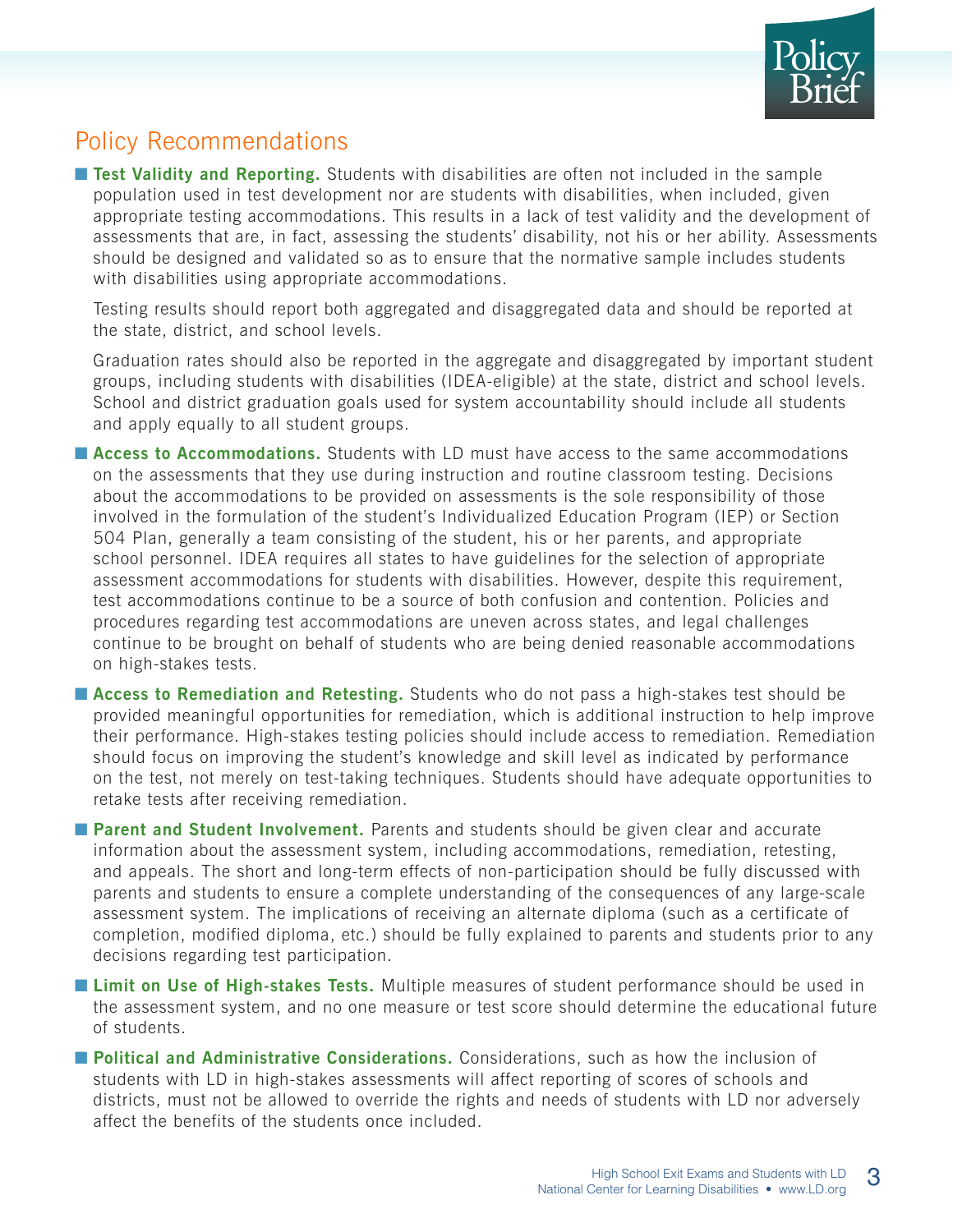## Policy Recommendations

- **Test Validity and Reporting.** Students with disabilities are often not included in the sample population used in test development nor are students with disabilities, when included, given appropriate testing accommodations. This results in a lack of test validity and the development of assessments that are, in fact, assessing the students' disability, not his or her ability. Assessments should be designed and validated so as to ensure that the normative sample includes students with disabilities using appropriate accommodations.

  Testing results should report both aggregated and disaggregated data and should be reported at the state, district, and school levels.

  Graduation rates should also be reported in the aggregate and disaggregated by important student groups, including students with disabilities (IDEA-eligible) at the state, district and school levels. School and district graduation goals used for system accountability should include all students and apply equally to all student groups.

- **Access to Accommodations.** Students with LD must have access to the same accommodations on the assessments that they use during instruction and routine classroom testing. Decisions about the accommodations to be provided on assessments is the sole responsibility of those involved in the formulation of the student's Individualized Education Program (IEP) or Section 504 Plan, generally a team consisting of the student, his or her parents, and appropriate school personnel. IDEA requires all states to have guidelines for the selection of appropriate assessment accommodations for students with disabilities. However, despite this requirement, test accommodations continue to be a source of both confusion and contention. Policies and procedures regarding test accommodations are uneven across states, and legal challenges continue to be brought on behalf of students who are being denied reasonable accommodations on high-stakes tests.

- **Access to Remediation and Retesting.** Students who do not pass a high-stakes test should be provided meaningful opportunities for remediation, which is additional instruction to help improve their performance. High-stakes testing policies should include access to remediation. Remediation should focus on improving the student's knowledge and skill level as indicated by performance on the test, not merely on test-taking techniques. Students should have adequate opportunities to retake tests after receiving remediation.

- **Parent and Student Involvement.** Parents and students should be given clear and accurate information about the assessment system, including accommodations, remediation, retesting, and appeals. The short and long-term effects of non-participation should be fully discussed with parents and students to ensure a complete understanding of the consequences of any large-scale assessment system. The implications of receiving an alternate diploma (such as a certificate of completion, modified diploma, etc.) should be fully explained to parents and students prior to any decisions regarding test participation.

- **Limit on Use of High-stakes Tests.** Multiple measures of student performance should be used in the assessment system, and no one measure or test score should determine the educational future of students.

- **Political and Administrative Considerations.** Considerations, such as how the inclusion of students with LD in high-stakes assessments will affect reporting of scores of schools and districts, must not be allowed to override the rights and needs of students with LD nor adversely affect the benefits of the students once included.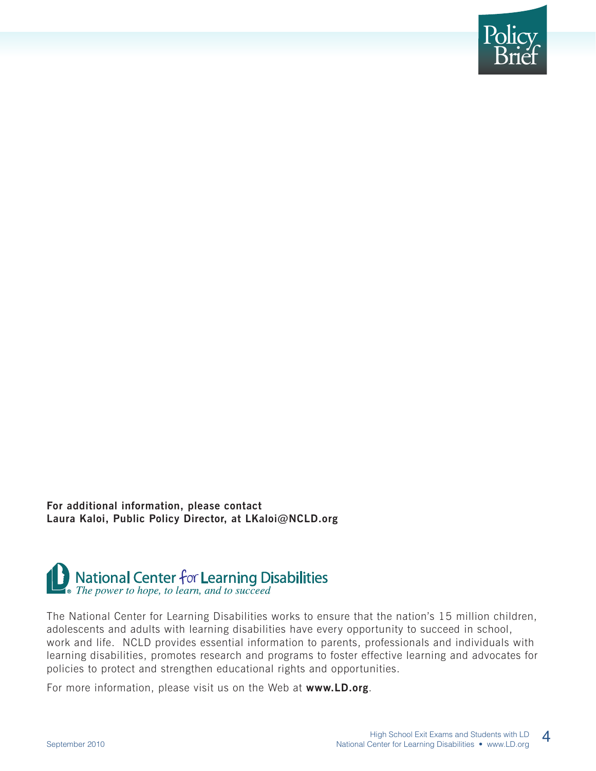**For additional information, please contact**
**Laura Kaloi, Public Policy Director, at LKaloi@NCLD.org**

National Center for Learning Disabilities
*The power to hope, to learn, and to succeed*

The National Center for Learning Disabilities works to ensure that the nation's 15 million children, adolescents and adults with learning disabilities have every opportunity to succeed in school, work and life. NCLD provides essential information to parents, professionals and individuals with learning disabilities, promotes research and programs to foster effective learning and advocates for policies to protect and strengthen educational rights and opportunities.

For more information, please visit us on the Web at **www.LD.org**.

September 2010